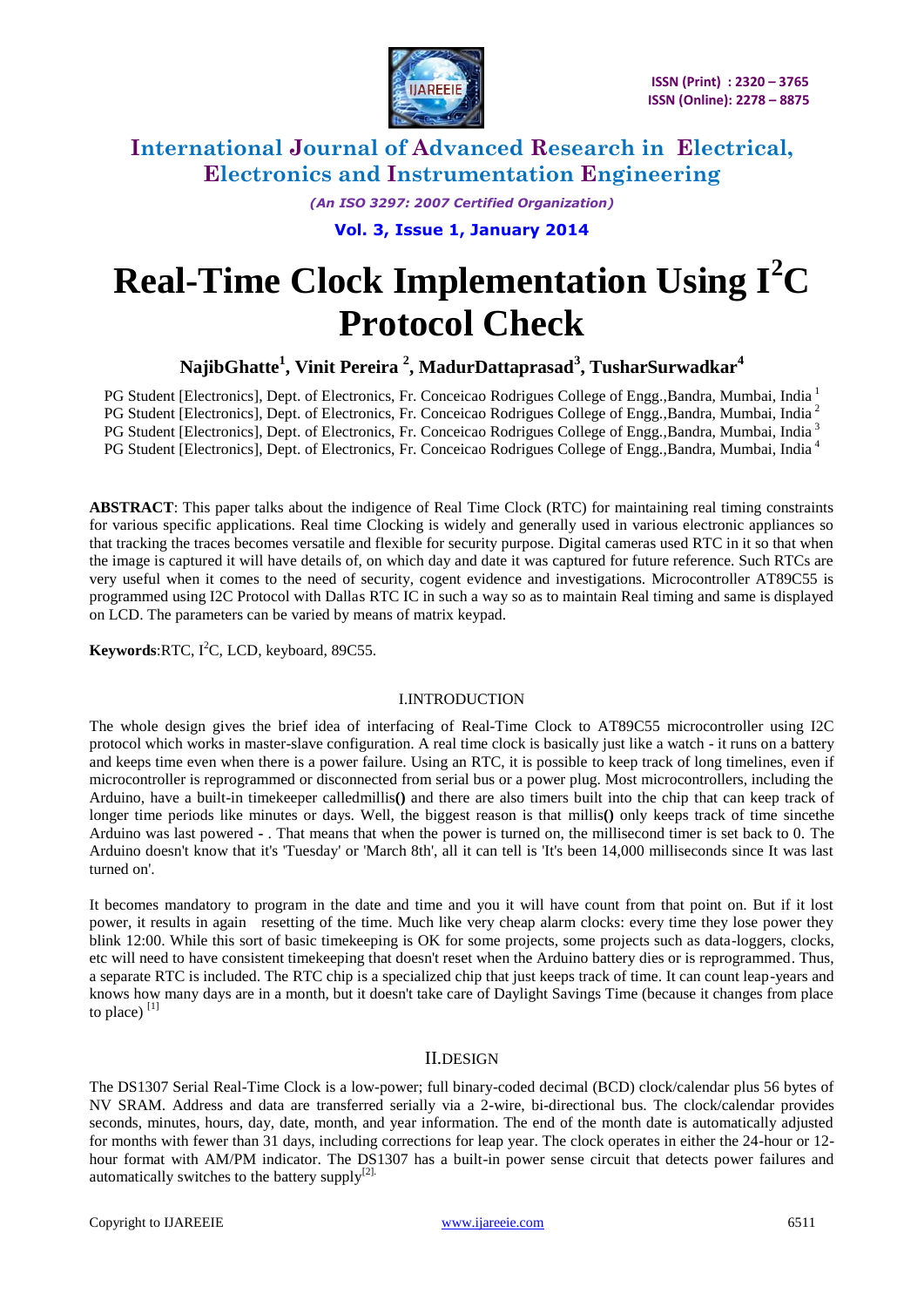# Real-Time Clock Implementation Using $I^2C$ Protocol Check

**NajibGhatte[1], Vinit Pereira [2], MadurDattaprasad[3], TusharSurwadkar[4]**

PG Student [Electronics], Dept. of Electronics, Fr. Conceicao Rodrigues College of Engg.,Bandra, Mumbai, India [1]
PG Student [Electronics], Dept. of Electronics, Fr. Conceicao Rodrigues College of Engg.,Bandra, Mumbai, India [2]
PG Student [Electronics], Dept. of Electronics, Fr. Conceicao Rodrigues College of Engg.,Bandra, Mumbai, India [3]
PG Student [Electronics], Dept. of Electronics, Fr. Conceicao Rodrigues College of Engg.,Bandra, Mumbai, India [4]

**ABSTRACT**: This paper talks about the indigence of Real Time Clock (RTC) for maintaining real timing constraints for various specific applications. Real time Clocking is widely and generally used in various electronic appliances so that tracking the traces becomes versatile and flexible for security purpose. Digital cameras used RTC in it so that when the image is captured it will have details of, on which day and date it was captured for future reference. Such RTCs are very useful when it comes to the need of security, cogent evidence and investigations. Microcontroller AT89C55 is programmed using I2C Protocol with Dallas RTC IC in such a way so as to maintain Real timing and same is displayed on LCD. The parameters can be varied by means of matrix keypad.

**Keywords**:RTC, $I^2C$, LCD, keyboard, 89C55.

## I.INTRODUCTION

The whole design gives the brief idea of interfacing of Real-Time Clock to AT89C55 microcontroller using I2C protocol which works in master-slave configuration. A real time clock is basically just like a watch - it runs on a battery and keeps time even when there is a power failure. Using an RTC, it is possible to keep track of long timelines, even if microcontroller is reprogrammed or disconnected from serial bus or a power plug. Most microcontrollers, including the Arduino, have a built-in timekeeper calledmillis**()** and there are also timers built into the chip that can keep track of longer time periods like minutes or days. Well, the biggest reason is that millis**()** only keeps track of time sincethe Arduino was last powered **-** . That means that when the power is turned on, the millisecond timer is set back to 0. The Arduino doesn't know that it's 'Tuesday' or 'March 8th', all it can tell is 'It's been 14,000 milliseconds since It was last turned on'.

It becomes mandatory to program in the date and time and you it will have count from that point on. But if it lost power, it results in again resetting of the time. Much like very cheap alarm clocks: every time they lose power they blink 12:00. While this sort of basic timekeeping is OK for some projects, some projects such as data-loggers, clocks, etc will need to have consistent timekeeping that doesn't reset when the Arduino battery dies or is reprogrammed. Thus, a separate RTC is included. The RTC chip is a specialized chip that just keeps track of time. It can count leap-years and knows how many days are in a month, but it doesn't take care of Daylight Savings Time (because it changes from place to place) [1]

## II.DESIGN

The DS1307 Serial Real-Time Clock is a low-power; full binary-coded decimal (BCD) clock/calendar plus 56 bytes of NV SRAM. Address and data are transferred serially via a 2-wire, bi-directional bus. The clock/calendar provides seconds, minutes, hours, day, date, month, and year information. The end of the month date is automatically adjusted for months with fewer than 31 days, including corrections for leap year. The clock operates in either the 24-hour or 12-hour format with AM/PM indicator. The DS1307 has a built-in power sense circuit that detects power failures and automatically switches to the battery supply[2].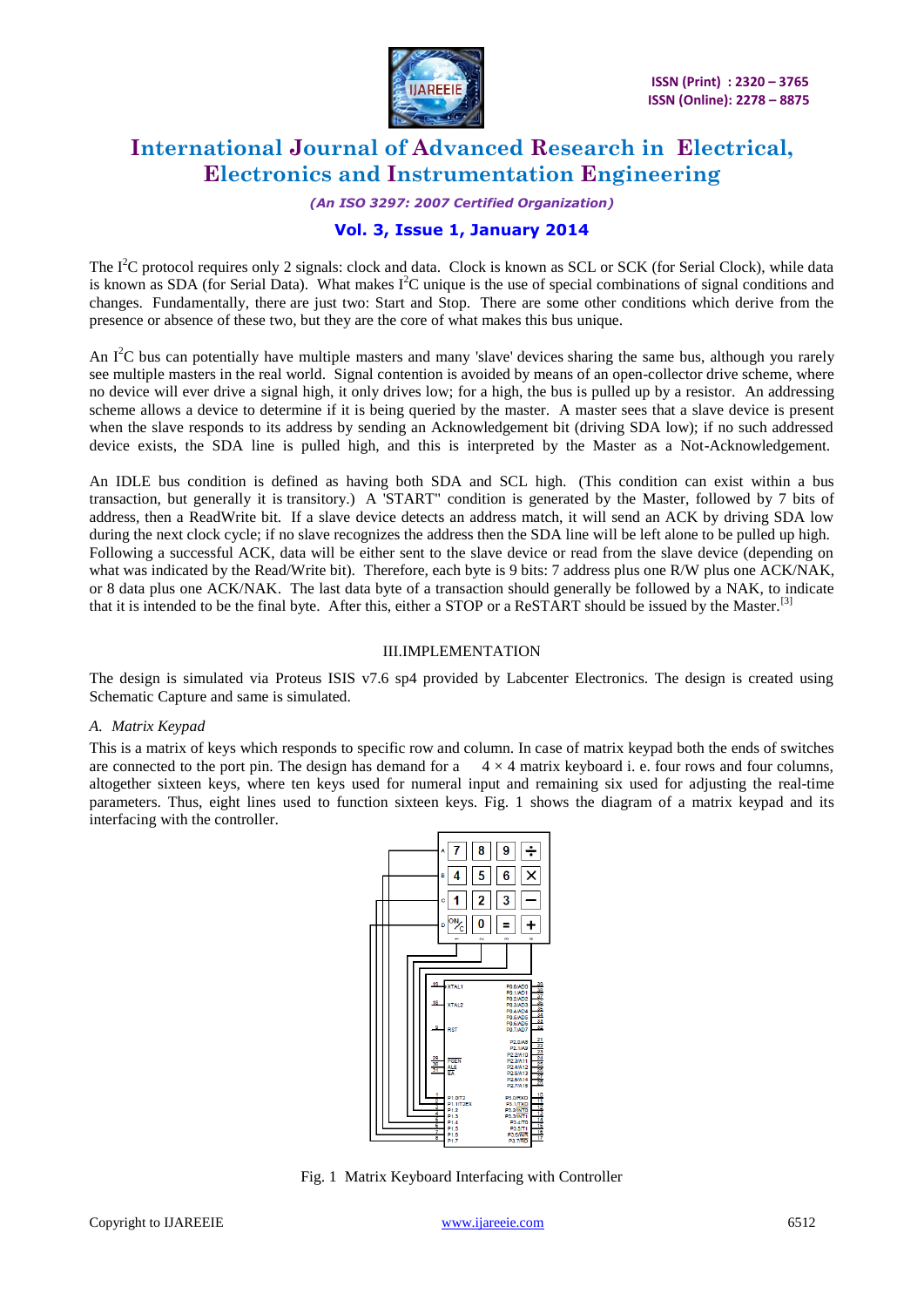The $I^2C$ protocol requires only 2 signals: clock and data. Clock is known as SCL or SCK (for Serial Clock), while data is known as SDA (for Serial Data). What makes $I^2C$ unique is the use of special combinations of signal conditions and changes. Fundamentally, there are just two: Start and Stop. There are some other conditions which derive from the presence or absence of these two, but they are the core of what makes this bus unique.

An $I^2C$ bus can potentially have multiple masters and many 'slave' devices sharing the same bus, although you rarely see multiple masters in the real world. Signal contention is avoided by means of an open-collector drive scheme, where no device will ever drive a signal high, it only drives low; for a high, the bus is pulled up by a resistor. An addressing scheme allows a device to determine if it is being queried by the master. A master sees that a slave device is present when the slave responds to its address by sending an Acknowledgement bit (driving SDA low); if no such addressed device exists, the SDA line is pulled high, and this is interpreted by the Master as a Not-Acknowledgement.

An IDLE bus condition is defined as having both SDA and SCL high. (This condition can exist within a bus transaction, but generally it is transitory.) A 'START" condition is generated by the Master, followed by 7 bits of address, then a ReadWrite bit. If a slave device detects an address match, it will send an ACK by driving SDA low during the next clock cycle; if no slave recognizes the address then the SDA line will be left alone to be pulled up high. Following a successful ACK, data will be either sent to the slave device or read from the slave device (depending on what was indicated by the Read/Write bit). Therefore, each byte is 9 bits: 7 address plus one R/W plus one ACK/NAK, or 8 data plus one ACK/NAK. The last data byte of a transaction should generally be followed by a NAK, to indicate that it is intended to be the final byte. After this, either a STOP or a ReSTART should be issued by the Master.[3]

## III.IMPLEMENTATION

The design is simulated via Proteus ISIS v7.6 sp4 provided by Labcenter Electronics. The design is created using Schematic Capture and same is simulated.

### *A. Matrix Keypad*

This is a matrix of keys which responds to specific row and column. In case of matrix keypad both the ends of switches are connected to the port pin. The design has demand for a $4 \times 4$ matrix keyboard i. e. four rows and four columns, altogether sixteen keys, where ten keys used for numeral input and remaining six used for adjusting the real-time parameters. Thus, eight lines used to function sixteen keys. Fig. 1 shows the diagram of a matrix keypad and its interfacing with the controller.

Fig. 1 Matrix Keyboard Interfacing with Controller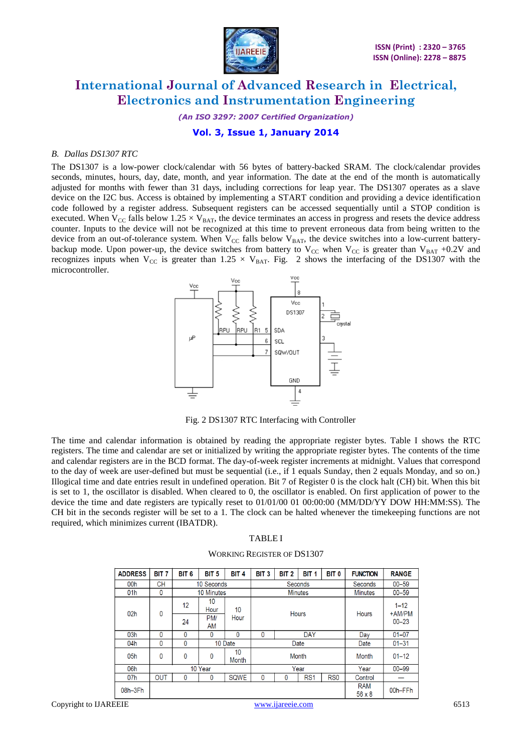*B. Dallas DS1307 RTC*

The DS1307 is a low-power clock/calendar with 56 bytes of battery-backed SRAM. The clock/calendar provides seconds, minutes, hours, day, date, month, and year information. The date at the end of the month is automatically adjusted for months with fewer than 31 days, including corrections for leap year. The DS1307 operates as a slave device on the I2C bus. Access is obtained by implementing a START condition and providing a device identification code followed by a register address. Subsequent registers can be accessed sequentially until a STOP condition is executed. When $V_{CC}$ falls below $1.25 \times V_{BAT}$, the device terminates an access in progress and resets the device address counter. Inputs to the device will not be recognized at this time to prevent erroneous data from being written to the device from an out-of-tolerance system. When $V_{CC}$ falls below $V_{BAT}$, the device switches into a low-current battery-backup mode. Upon power-up, the device switches from battery to $V_{CC}$ when $V_{CC}$ is greater than $V_{BAT}$ +0.2V and recognizes inputs when $V_{CC}$ is greater than $1.25 \times V_{BAT}$. Fig. 2 shows the interfacing of the DS1307 with the microcontroller.

Fig. 2 DS1307 RTC Interfacing with Controller

The time and calendar information is obtained by reading the appropriate register bytes. Table I shows the RTC registers. The time and calendar are set or initialized by writing the appropriate register bytes. The contents of the time and calendar registers are in the BCD format. The day-of-week register increments at midnight. Values that correspond to the day of week are user-defined but must be sequential (i.e., if 1 equals Sunday, then 2 equals Monday, and so on.) Illogical time and date entries result in undefined operation. Bit 7 of Register 0 is the clock halt (CH) bit. When this bit is set to 1, the oscillator is disabled. When cleared to 0, the oscillator is enabled. On first application of power to the device the time and date registers are typically reset to 01/01/00 01 00:00:00 (MM/DD/YY DOW HH:MM:SS). The CH bit in the seconds register will be set to a 1. The clock can be halted whenever the timekeeping functions are not required, which minimizes current (IBATDR).

TABLE I

WORKING REGISTER OF DS1307

| ADDRESS | BIT 7 | BIT 6 | BIT 5 | BIT 4 | BIT 3 | BIT 2 | BIT 1 | BIT 0 | FUNCTION | RANGE |
|---|---|---|---|---|---|---|---|---|---|---|
| 00h | CH | 10 Seconds | | | Seconds | | | | Seconds | 00–59 |
| 01h | 0 | 10 Minutes | | | Minutes | | | | Minutes | 00–59 |
| 02h | 0 | 12 / 24 | 10 Hour / PM/AM | 10 Hour | Hours | | | | Hours | 1–12 +AM/PM 00–23 |
| 03h | 0 | 0 | 0 | 0 | 0 | DAY | | | Day | 01–07 |
| 04h | 0 | 0 | 10 Date | | Date | | | | Date | 01–31 |
| 05h | 0 | 0 | 0 | 10 Month | Month | | | | Month | 01–12 |
| 06h | 10 Year | | | | Year | | | | Year | 00–99 |
| 07h | OUT | 0 | 0 | SQWE | 0 | 0 | RS1 | RS0 | Control | — |
| 08h–3Fh | | | | | | | | | RAM 56 x 8 | 00h–FFh |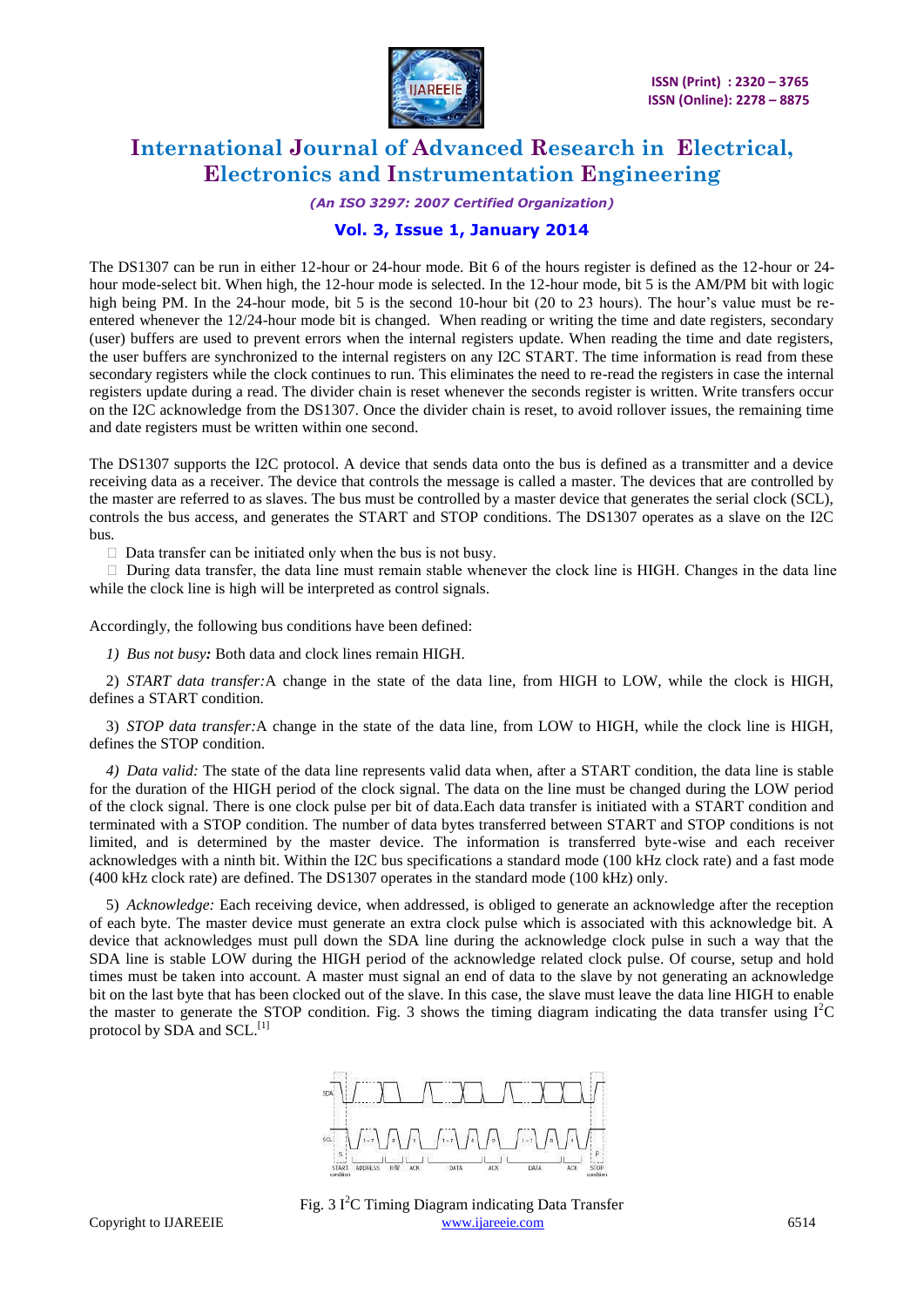The DS1307 can be run in either 12-hour or 24-hour mode. Bit 6 of the hours register is defined as the 12-hour or 24-hour mode-select bit. When high, the 12-hour mode is selected. In the 12-hour mode, bit 5 is the AM/PM bit with logic high being PM. In the 24-hour mode, bit 5 is the second 10-hour bit (20 to 23 hours). The hour's value must be re-entered whenever the 12/24-hour mode bit is changed. When reading or writing the time and date registers, secondary (user) buffers are used to prevent errors when the internal registers update. When reading the time and date registers, the user buffers are synchronized to the internal registers on any I2C START. The time information is read from these secondary registers while the clock continues to run. This eliminates the need to re-read the registers in case the internal registers update during a read. The divider chain is reset whenever the seconds register is written. Write transfers occur on the I2C acknowledge from the DS1307. Once the divider chain is reset, to avoid rollover issues, the remaining time and date registers must be written within one second.

The DS1307 supports the I2C protocol. A device that sends data onto the bus is defined as a transmitter and a device receiving data as a receiver. The device that controls the message is called a master. The devices that are controlled by the master are referred to as slaves. The bus must be controlled by a master device that generates the serial clock (SCL), controls the bus access, and generates the START and STOP conditions. The DS1307 operates as a slave on the I2C bus.

- Data transfer can be initiated only when the bus is not busy.
- During data transfer, the data line must remain stable whenever the clock line is HIGH. Changes in the data line while the clock line is high will be interpreted as control signals.

Accordingly, the following bus conditions have been defined:

1) *Bus not busy:* Both data and clock lines remain HIGH.

2) *START data transfer:* A change in the state of the data line, from HIGH to LOW, while the clock is HIGH, defines a START condition.

3) *STOP data transfer:* A change in the state of the data line, from LOW to HIGH, while the clock line is HIGH, defines the STOP condition.

4) *Data valid:* The state of the data line represents valid data when, after a START condition, the data line is stable for the duration of the HIGH period of the clock signal. The data on the line must be changed during the LOW period of the clock signal. There is one clock pulse per bit of data.Each data transfer is initiated with a START condition and terminated with a STOP condition. The number of data bytes transferred between START and STOP conditions is not limited, and is determined by the master device. The information is transferred byte-wise and each receiver acknowledges with a ninth bit. Within the I2C bus specifications a standard mode (100 kHz clock rate) and a fast mode (400 kHz clock rate) are defined. The DS1307 operates in the standard mode (100 kHz) only.

5) *Acknowledge:* Each receiving device, when addressed, is obliged to generate an acknowledge after the reception of each byte. The master device must generate an extra clock pulse which is associated with this acknowledge bit. A device that acknowledges must pull down the SDA line during the acknowledge clock pulse in such a way that the SDA line is stable LOW during the HIGH period of the acknowledge related clock pulse. Of course, setup and hold times must be taken into account. A master must signal an end of data to the slave by not generating an acknowledge bit on the last byte that has been clocked out of the slave. In this case, the slave must leave the data line HIGH to enable the master to generate the STOP condition. Fig. 3 shows the timing diagram indicating the data transfer using $I^2C$ protocol by SDA and SCL.[1]

Fig. 3 $I^2C$ Timing Diagram indicating Data Transfer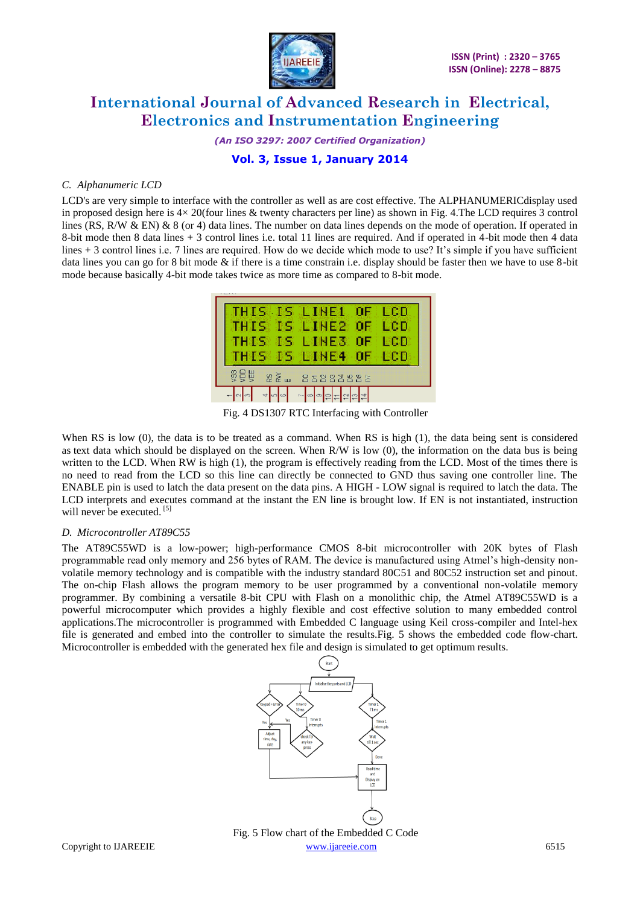### C. Alphanumeric LCD

LCD's are very simple to interface with the controller as well as are cost effective. The ALPHANUMERICdisplay used in proposed design here is 4× 20(four lines & twenty characters per line) as shown in Fig. 4.The LCD requires 3 control lines (RS, R/W & EN) & 8 (or 4) data lines. The number on data lines depends on the mode of operation. If operated in 8-bit mode then 8 data lines + 3 control lines i.e. total 11 lines are required. And if operated in 4-bit mode then 4 data lines + 3 control lines i.e. 7 lines are required. How do we decide which mode to use? It's simple if you have sufficient data lines you can go for 8 bit mode & if there is a time constrain i.e. display should be faster then we have to use 8-bit mode because basically 4-bit mode takes twice as more time as compared to 8-bit mode.

Fig. 4 DS1307 RTC Interfacing with Controller

When RS is low (0), the data is to be treated as a command. When RS is high (1), the data being sent is considered as text data which should be displayed on the screen. When R/W is low (0), the information on the data bus is being written to the LCD. When RW is high (1), the program is effectively reading from the LCD. Most of the times there is no need to read from the LCD so this line can directly be connected to GND thus saving one controller line. The ENABLE pin is used to latch the data present on the data pins. A HIGH - LOW signal is required to latch the data. The LCD interprets and executes command at the instant the EN line is brought low. If EN is not instantiated, instruction will never be executed. [5]

### D. Microcontroller AT89C55

The AT89C55WD is a low-power; high-performance CMOS 8-bit microcontroller with 20K bytes of Flash programmable read only memory and 256 bytes of RAM. The device is manufactured using Atmel's high-density non-volatile memory technology and is compatible with the industry standard 80C51 and 80C52 instruction set and pinout. The on-chip Flash allows the program memory to be user programmed by a conventional non-volatile memory programmer. By combining a versatile 8-bit CPU with Flash on a monolithic chip, the Atmel AT89C55WD is a powerful microcomputer which provides a highly flexible and cost effective solution to many embedded control applications.The microcontroller is programmed with Embedded C language using Keil cross-compiler and Intel-hex file is generated and embed into the controller to simulate the results.Fig. 5 shows the embedded code flow-chart. Microcontroller is embedded with the generated hex file and design is simulated to get optimum results.

Fig. 5 Flow chart of the Embedded C Code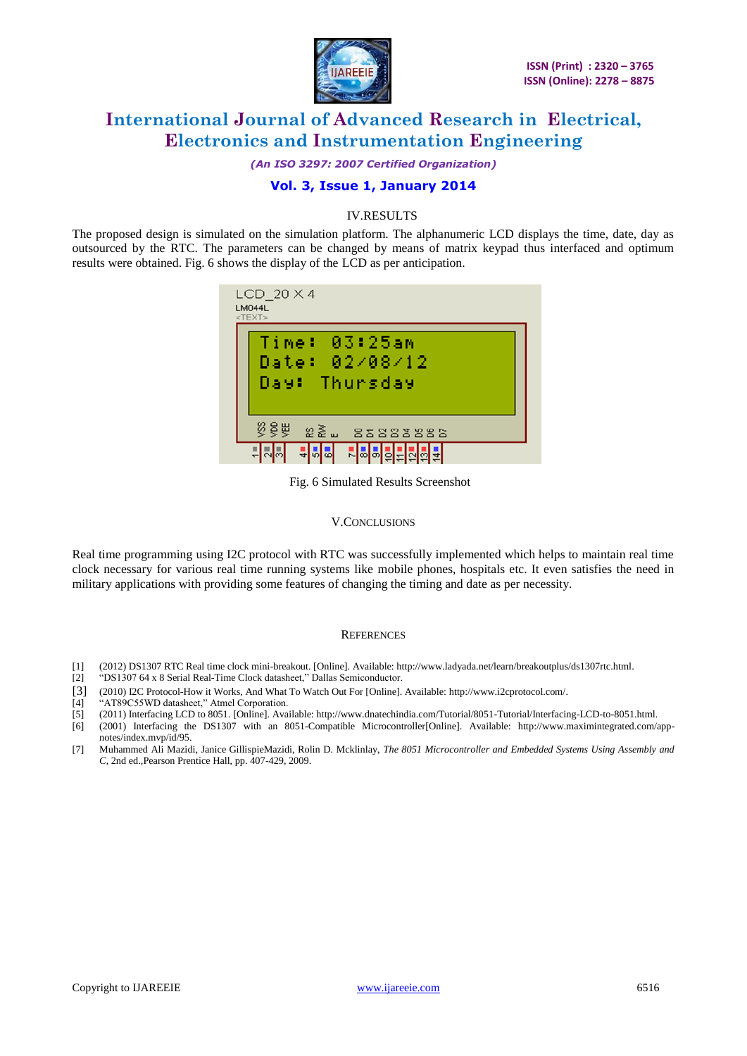## IV.RESULTS

The proposed design is simulated on the simulation platform. The alphanumeric LCD displays the time, date, day as outsourced by the RTC. The parameters can be changed by means of matrix keypad thus interfaced and optimum results were obtained. Fig. 6 shows the display of the LCD as per anticipation.

Fig. 6 Simulated Results Screenshot

## V.CONCLUSIONS

Real time programming using I2C protocol with RTC was successfully implemented which helps to maintain real time clock necessary for various real time running systems like mobile phones, hospitals etc. It even satisfies the need in military applications with providing some features of changing the timing and date as per necessity.

## REFERENCES

[1] (2012) DS1307 RTC Real time clock mini-breakout. [Online]. Available: http://www.ladyada.net/learn/breakoutplus/ds1307rtc.html.
[2] "DS1307 64 x 8 Serial Real-Time Clock datasheet," Dallas Semiconductor.
[3] (2010) I2C Protocol-How it Works, And What To Watch Out For [Online]. Available: http://www.i2cprotocol.com/.
[4] "AT89C55WD datasheet," Atmel Corporation.
[5] (2011) Interfacing LCD to 8051. [Online]. Available: http://www.dnatechindia.com/Tutorial/8051-Tutorial/Interfacing-LCD-to-8051.html.
[6] (2001) Interfacing the DS1307 with an 8051-Compatible Microcontroller[Online]. Available: http://www.maximintegrated.com/app-notes/index.mvp/id/95.
[7] Muhammed Ali Mazidi, Janice GillispieMazidi, Rolin D. Mcklinlay, *The 8051 Microcontroller and Embedded Systems Using Assembly and C*, 2nd ed.,Pearson Prentice Hall, pp. 407-429, 2009.